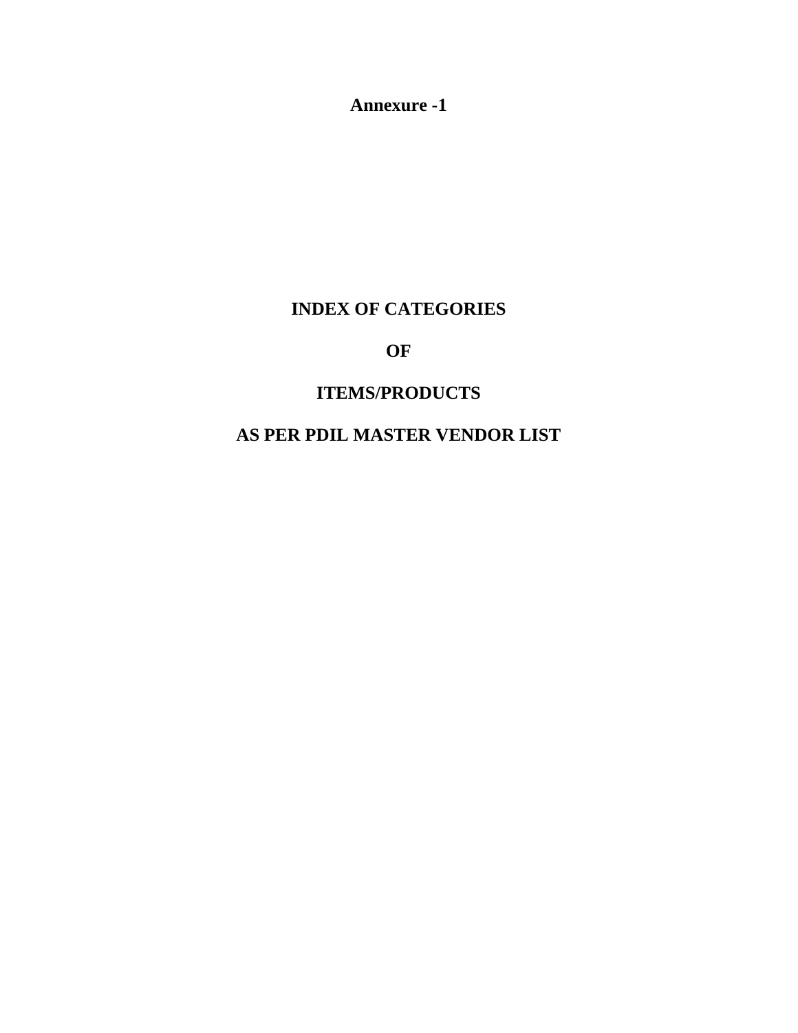**Annexure -1**

# INDEX OF CATEGORIES

# OF

# ITEMS/PRODUCTS

# AS PER PDIL MASTER VENDOR LIST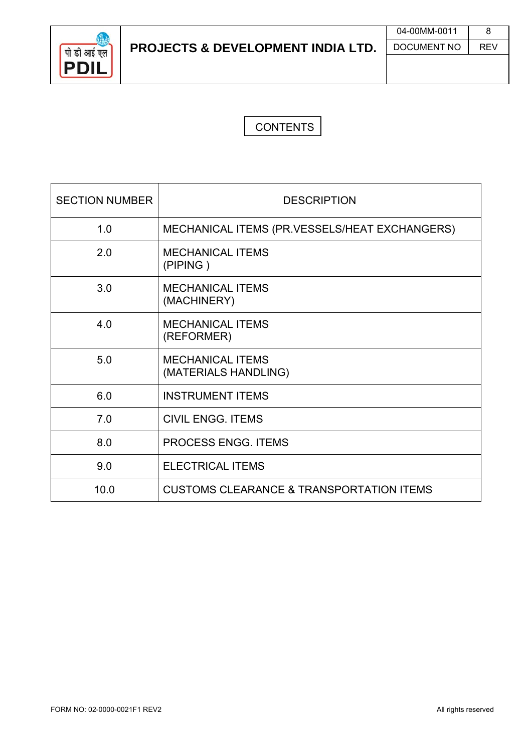# CONTENTS

| SECTION NUMBER | DESCRIPTION |
|---|---|
| 1.0 | MECHANICAL ITEMS (PR.VESSELS/HEAT EXCHANGERS) |
| 2.0 | MECHANICAL ITEMS (PIPING ) |
| 3.0 | MECHANICAL ITEMS (MACHINERY) |
| 4.0 | MECHANICAL ITEMS (REFORMER) |
| 5.0 | MECHANICAL ITEMS (MATERIALS HANDLING) |
| 6.0 | INSTRUMENT ITEMS |
| 7.0 | CIVIL ENGG. ITEMS |
| 8.0 | PROCESS ENGG. ITEMS |
| 9.0 | ELECTRICAL ITEMS |
| 10.0 | CUSTOMS CLEARANCE & TRANSPORTATION ITEMS |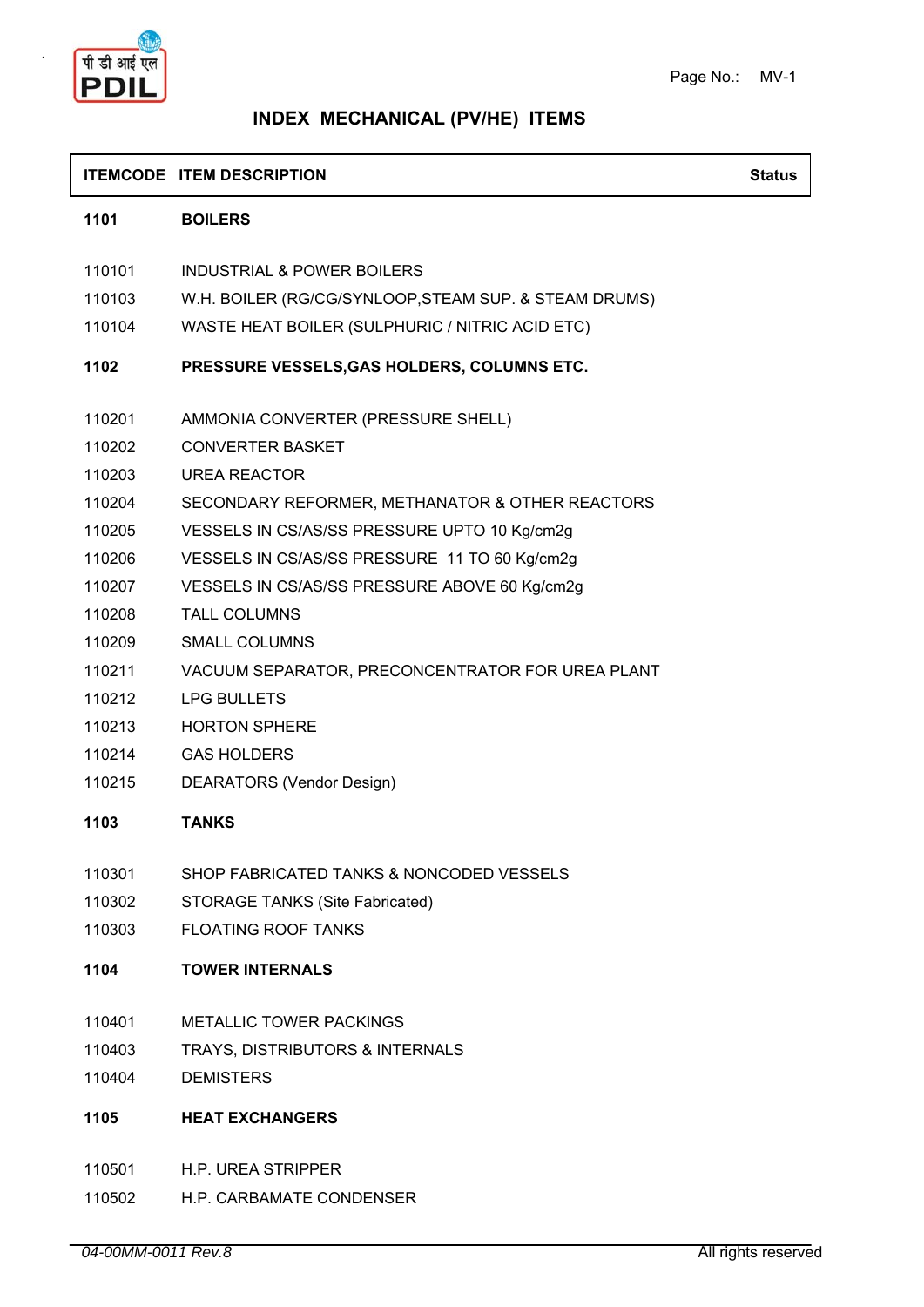## INDEX MECHANICAL (PV/HE) ITEMS

| ITEMCODE | ITEM DESCRIPTION | Status |
|---|---|---|
| **1101** | **BOILERS** | |
| 110101 | INDUSTRIAL & POWER BOILERS | |
| 110103 | W.H. BOILER (RG/CG/SYNLOOP,STEAM SUP. & STEAM DRUMS) | |
| 110104 | WASTE HEAT BOILER (SULPHURIC / NITRIC ACID ETC) | |
| **1102** | **PRESSURE VESSELS,GAS HOLDERS, COLUMNS ETC.** | |
| 110201 | AMMONIA CONVERTER (PRESSURE SHELL) | |
| 110202 | CONVERTER BASKET | |
| 110203 | UREA REACTOR | |
| 110204 | SECONDARY REFORMER, METHANATOR & OTHER REACTORS | |
| 110205 | VESSELS IN CS/AS/SS PRESSURE UPTO 10 Kg/cm2g | |
| 110206 | VESSELS IN CS/AS/SS PRESSURE 11 TO 60 Kg/cm2g | |
| 110207 | VESSELS IN CS/AS/SS PRESSURE ABOVE 60 Kg/cm2g | |
| 110208 | TALL COLUMNS | |
| 110209 | SMALL COLUMNS | |
| 110211 | VACUUM SEPARATOR, PRECONCENTRATOR FOR UREA PLANT | |
| 110212 | LPG BULLETS | |
| 110213 | HORTON SPHERE | |
| 110214 | GAS HOLDERS | |
| 110215 | DEARATORS (Vendor Design) | |
| **1103** | **TANKS** | |
| 110301 | SHOP FABRICATED TANKS & NONCODED VESSELS | |
| 110302 | STORAGE TANKS (Site Fabricated) | |
| 110303 | FLOATING ROOF TANKS | |
| **1104** | **TOWER INTERNALS** | |
| 110401 | METALLIC TOWER PACKINGS | |
| 110403 | TRAYS, DISTRIBUTORS & INTERNALS | |
| 110404 | DEMISTERS | |
| **1105** | **HEAT EXCHANGERS** | |
| 110501 | H.P. UREA STRIPPER | |
| 110502 | H.P. CARBAMATE CONDENSER | |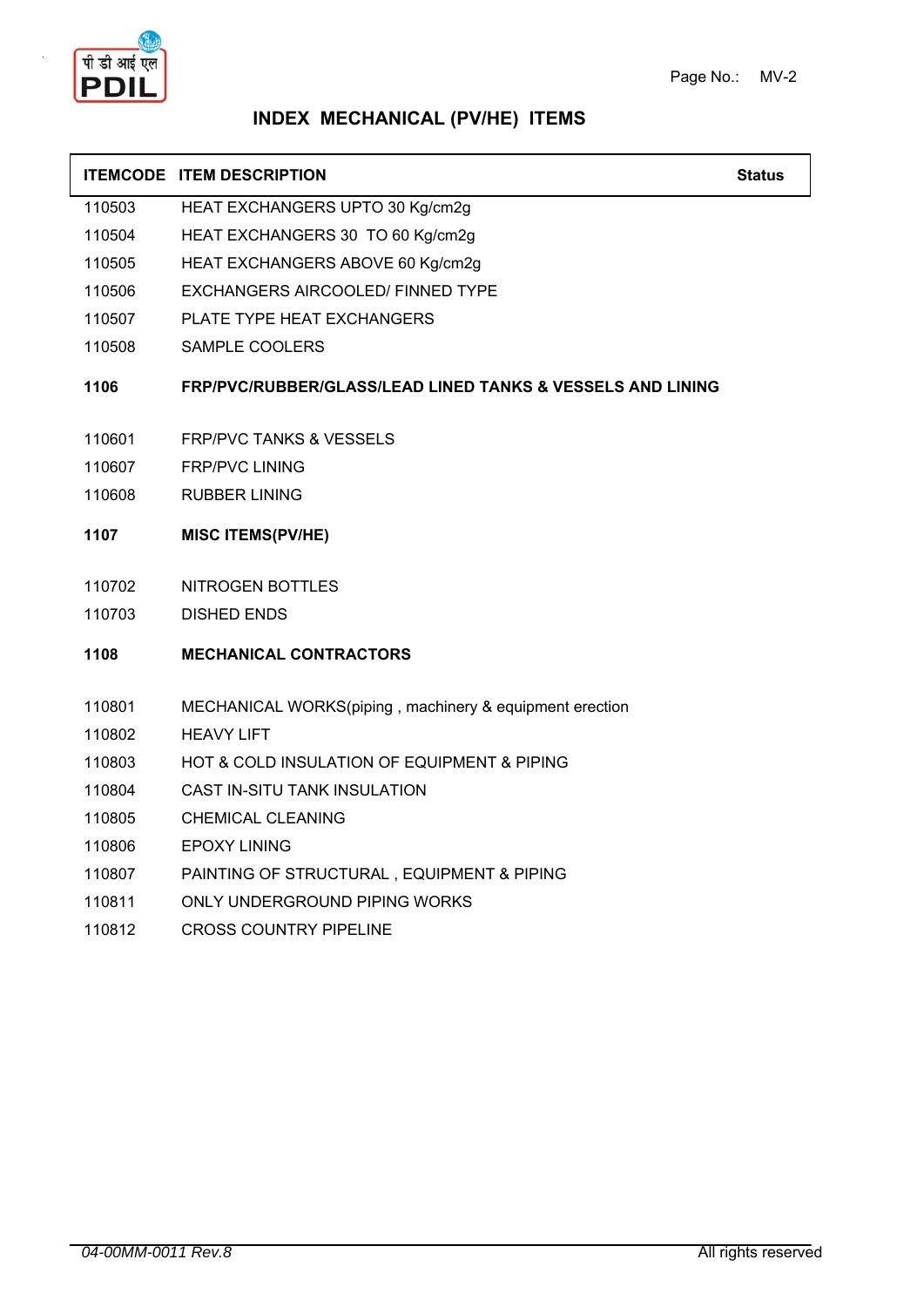## INDEX MECHANICAL (PV/HE) ITEMS

| ITEMCODE | ITEM DESCRIPTION | Status |
|---|---|---|
| 110503 | HEAT EXCHANGERS UPTO 30 Kg/cm2g | |
| 110504 | HEAT EXCHANGERS 30 TO 60 Kg/cm2g | |
| 110505 | HEAT EXCHANGERS ABOVE 60 Kg/cm2g | |
| 110506 | EXCHANGERS AIRCOOLED/ FINNED TYPE | |
| 110507 | PLATE TYPE HEAT EXCHANGERS | |
| 110508 | SAMPLE COOLERS | |
| **1106** | **FRP/PVC/RUBBER/GLASS/LEAD LINED TANKS & VESSELS AND LINING** | |
| 110601 | FRP/PVC TANKS & VESSELS | |
| 110607 | FRP/PVC LINING | |
| 110608 | RUBBER LINING | |
| **1107** | **MISC ITEMS(PV/HE)** | |
| 110702 | NITROGEN BOTTLES | |
| 110703 | DISHED ENDS | |
| **1108** | **MECHANICAL CONTRACTORS** | |
| 110801 | MECHANICAL WORKS(piping , machinery & equipment erection | |
| 110802 | HEAVY LIFT | |
| 110803 | HOT & COLD INSULATION OF EQUIPMENT & PIPING | |
| 110804 | CAST IN-SITU TANK INSULATION | |
| 110805 | CHEMICAL CLEANING | |
| 110806 | EPOXY LINING | |
| 110807 | PAINTING OF STRUCTURAL , EQUIPMENT & PIPING | |
| 110811 | ONLY UNDERGROUND PIPING WORKS | |
| 110812 | CROSS COUNTRY PIPELINE | |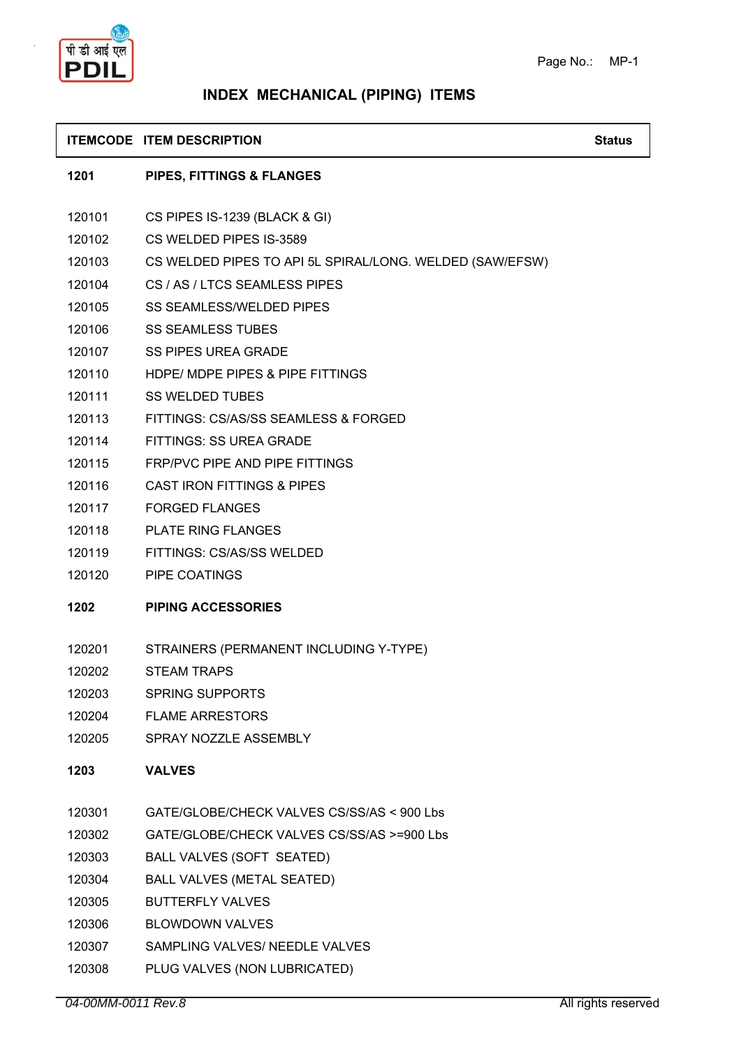# INDEX MECHANICAL (PIPING) ITEMS

| ITEMCODE | ITEM DESCRIPTION | Status |
|---|---|---|
| **1201** | **PIPES, FITTINGS & FLANGES** | |
| 120101 | CS PIPES IS-1239 (BLACK & GI) | |
| 120102 | CS WELDED PIPES IS-3589 | |
| 120103 | CS WELDED PIPES TO API 5L SPIRAL/LONG. WELDED (SAW/EFSW) | |
| 120104 | CS / AS / LTCS SEAMLESS PIPES | |
| 120105 | SS SEAMLESS/WELDED PIPES | |
| 120106 | SS SEAMLESS TUBES | |
| 120107 | SS PIPES UREA GRADE | |
| 120110 | HDPE/ MDPE PIPES & PIPE FITTINGS | |
| 120111 | SS WELDED TUBES | |
| 120113 | FITTINGS: CS/AS/SS SEAMLESS & FORGED | |
| 120114 | FITTINGS: SS UREA GRADE | |
| 120115 | FRP/PVC PIPE AND PIPE FITTINGS | |
| 120116 | CAST IRON FITTINGS & PIPES | |
| 120117 | FORGED FLANGES | |
| 120118 | PLATE RING FLANGES | |
| 120119 | FITTINGS: CS/AS/SS WELDED | |
| 120120 | PIPE COATINGS | |
| **1202** | **PIPING ACCESSORIES** | |
| 120201 | STRAINERS (PERMANENT INCLUDING Y-TYPE) | |
| 120202 | STEAM TRAPS | |
| 120203 | SPRING SUPPORTS | |
| 120204 | FLAME ARRESTORS | |
| 120205 | SPRAY NOZZLE ASSEMBLY | |
| **1203** | **VALVES** | |
| 120301 | GATE/GLOBE/CHECK VALVES CS/SS/AS < 900 Lbs | |
| 120302 | GATE/GLOBE/CHECK VALVES CS/SS/AS >=900 Lbs | |
| 120303 | BALL VALVES (SOFT SEATED) | |
| 120304 | BALL VALVES (METAL SEATED) | |
| 120305 | BUTTERFLY VALVES | |
| 120306 | BLOWDOWN VALVES | |
| 120307 | SAMPLING VALVES/ NEEDLE VALVES | |
| 120308 | PLUG VALVES (NON LUBRICATED) | |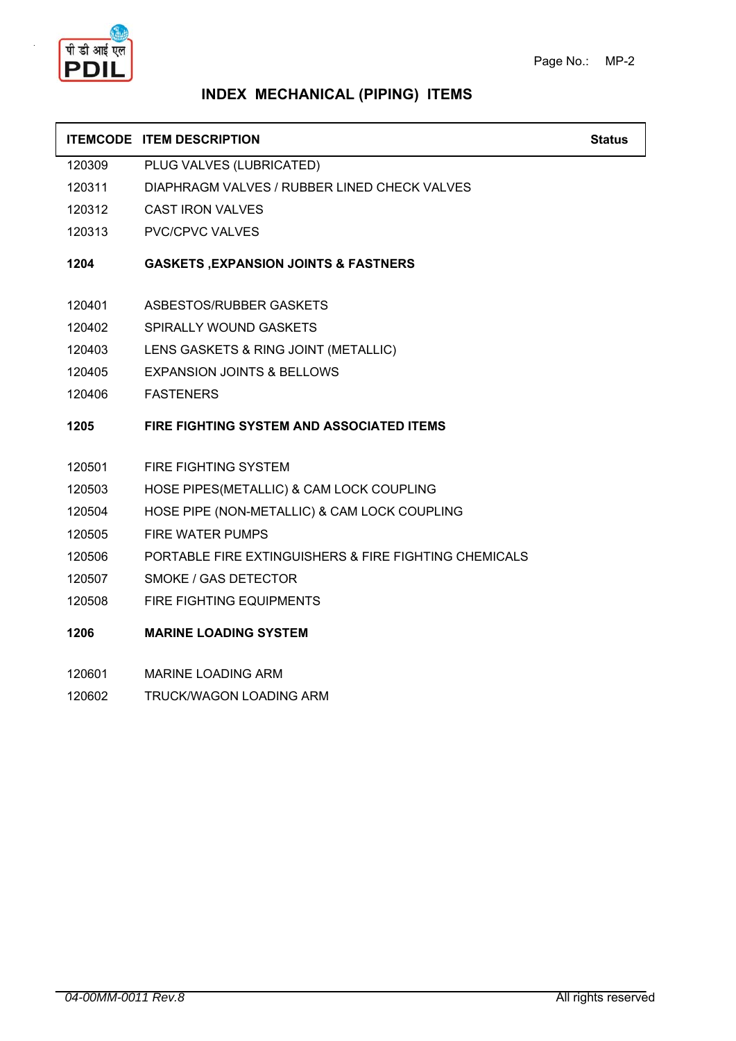# INDEX MECHANICAL (PIPING) ITEMS

| ITEMCODE | ITEM DESCRIPTION | Status |
|---|---|---|
| 120309 | PLUG VALVES (LUBRICATED) | |
| 120311 | DIAPHRAGM VALVES / RUBBER LINED CHECK VALVES | |
| 120312 | CAST IRON VALVES | |
| 120313 | PVC/CPVC VALVES | |
| **1204** | **GASKETS ,EXPANSION JOINTS & FASTNERS** | |
| 120401 | ASBESTOS/RUBBER GASKETS | |
| 120402 | SPIRALLY WOUND GASKETS | |
| 120403 | LENS GASKETS & RING JOINT (METALLIC) | |
| 120405 | EXPANSION JOINTS & BELLOWS | |
| 120406 | FASTENERS | |
| **1205** | **FIRE FIGHTING SYSTEM AND ASSOCIATED ITEMS** | |
| 120501 | FIRE FIGHTING SYSTEM | |
| 120503 | HOSE PIPES(METALLIC) & CAM LOCK COUPLING | |
| 120504 | HOSE PIPE (NON-METALLIC) & CAM LOCK COUPLING | |
| 120505 | FIRE WATER PUMPS | |
| 120506 | PORTABLE FIRE EXTINGUISHERS & FIRE FIGHTING CHEMICALS | |
| 120507 | SMOKE / GAS DETECTOR | |
| 120508 | FIRE FIGHTING EQUIPMENTS | |
| **1206** | **MARINE LOADING SYSTEM** | |
| 120601 | MARINE LOADING ARM | |
| 120602 | TRUCK/WAGON LOADING ARM | |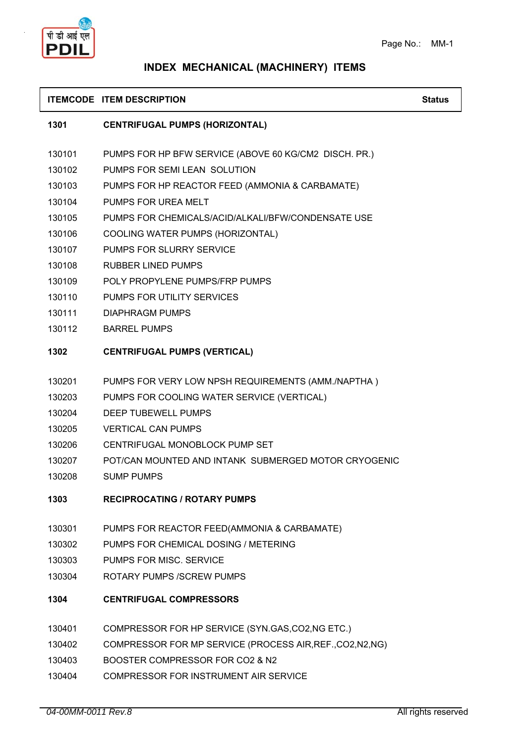# INDEX MECHANICAL (MACHINERY) ITEMS

| ITEMCODE | ITEM DESCRIPTION | Status |
|---|---|---|
| **1301** | **CENTRIFUGAL PUMPS (HORIZONTAL)** | |
| 130101 | PUMPS FOR HP BFW SERVICE (ABOVE 60 KG/CM2 DISCH. PR.) | |
| 130102 | PUMPS FOR SEMI LEAN SOLUTION | |
| 130103 | PUMPS FOR HP REACTOR FEED (AMMONIA & CARBAMATE) | |
| 130104 | PUMPS FOR UREA MELT | |
| 130105 | PUMPS FOR CHEMICALS/ACID/ALKALI/BFW/CONDENSATE USE | |
| 130106 | COOLING WATER PUMPS (HORIZONTAL) | |
| 130107 | PUMPS FOR SLURRY SERVICE | |
| 130108 | RUBBER LINED PUMPS | |
| 130109 | POLY PROPYLENE PUMPS/FRP PUMPS | |
| 130110 | PUMPS FOR UTILITY SERVICES | |
| 130111 | DIAPHRAGM PUMPS | |
| 130112 | BARREL PUMPS | |
| **1302** | **CENTRIFUGAL PUMPS (VERTICAL)** | |
| 130201 | PUMPS FOR VERY LOW NPSH REQUIREMENTS (AMM./NAPTHA ) | |
| 130203 | PUMPS FOR COOLING WATER SERVICE (VERTICAL) | |
| 130204 | DEEP TUBEWELL PUMPS | |
| 130205 | VERTICAL CAN PUMPS | |
| 130206 | CENTRIFUGAL MONOBLOCK PUMP SET | |
| 130207 | POT/CAN MOUNTED AND INTANK SUBMERGED MOTOR CRYOGENIC | |
| 130208 | SUMP PUMPS | |
| **1303** | **RECIPROCATING / ROTARY PUMPS** | |
| 130301 | PUMPS FOR REACTOR FEED(AMMONIA & CARBAMATE) | |
| 130302 | PUMPS FOR CHEMICAL DOSING / METERING | |
| 130303 | PUMPS FOR MISC. SERVICE | |
| 130304 | ROTARY PUMPS /SCREW PUMPS | |
| **1304** | **CENTRIFUGAL COMPRESSORS** | |
| 130401 | COMPRESSOR FOR HP SERVICE (SYN.GAS,CO2,NG ETC.) | |
| 130402 | COMPRESSOR FOR MP SERVICE (PROCESS AIR,REF.,CO2,N2,NG) | |
| 130403 | BOOSTER COMPRESSOR FOR CO2 & N2 | |
| 130404 | COMPRESSOR FOR INSTRUMENT AIR SERVICE | |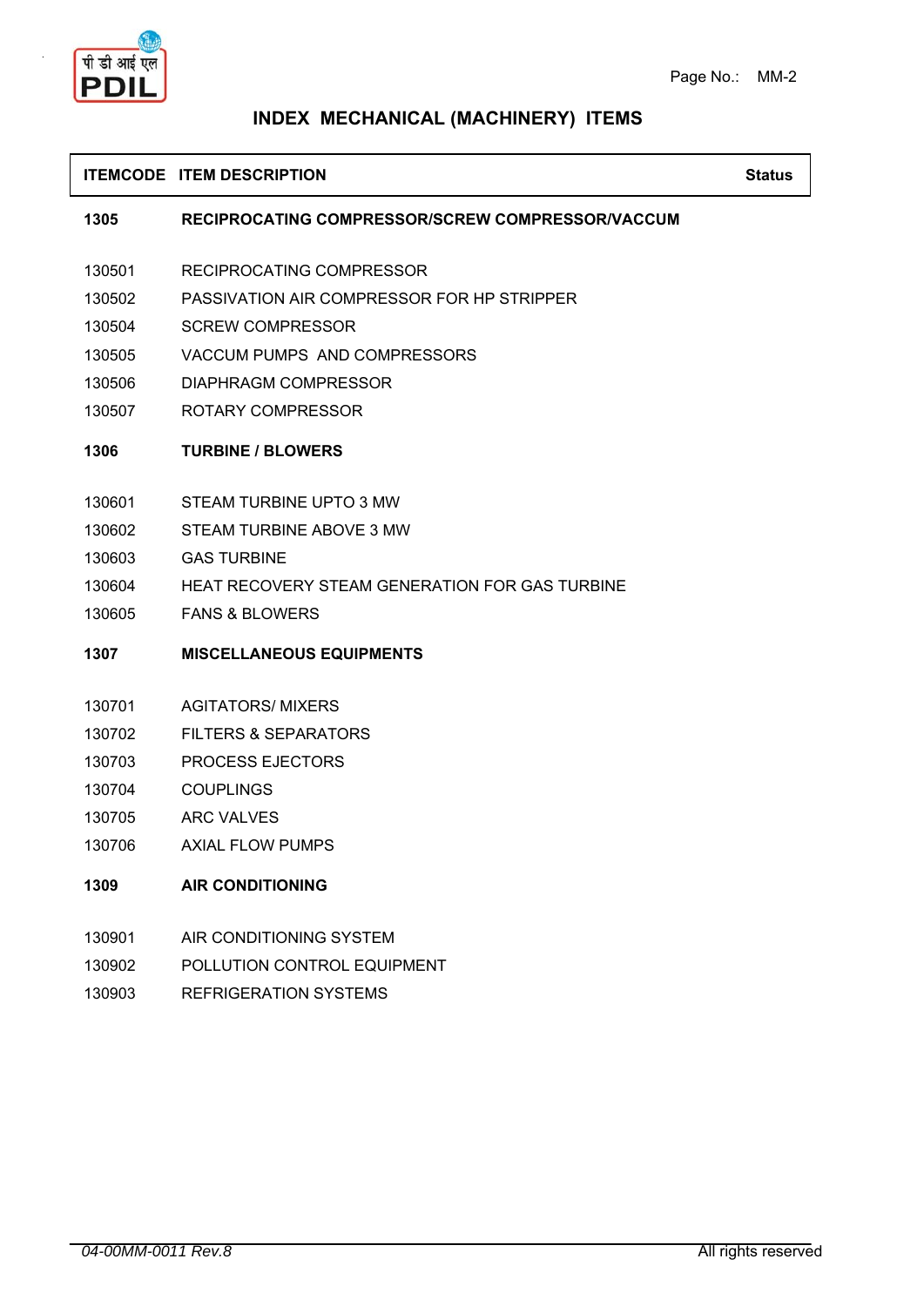# INDEX MECHANICAL (MACHINERY) ITEMS

| ITEMCODE | ITEM DESCRIPTION | Status |
|---|---|---|
| **1305** | **RECIPROCATING COMPRESSOR/SCREW COMPRESSOR/VACCUM** | |
| 130501 | RECIPROCATING COMPRESSOR | |
| 130502 | PASSIVATION AIR COMPRESSOR FOR HP STRIPPER | |
| 130504 | SCREW COMPRESSOR | |
| 130505 | VACCUM PUMPS AND COMPRESSORS | |
| 130506 | DIAPHRAGM COMPRESSOR | |
| 130507 | ROTARY COMPRESSOR | |
| **1306** | **TURBINE / BLOWERS** | |
| 130601 | STEAM TURBINE UPTO 3 MW | |
| 130602 | STEAM TURBINE ABOVE 3 MW | |
| 130603 | GAS TURBINE | |
| 130604 | HEAT RECOVERY STEAM GENERATION FOR GAS TURBINE | |
| 130605 | FANS & BLOWERS | |
| **1307** | **MISCELLANEOUS EQUIPMENTS** | |
| 130701 | AGITATORS/ MIXERS | |
| 130702 | FILTERS & SEPARATORS | |
| 130703 | PROCESS EJECTORS | |
| 130704 | COUPLINGS | |
| 130705 | ARC VALVES | |
| 130706 | AXIAL FLOW PUMPS | |
| **1309** | **AIR CONDITIONING** | |
| 130901 | AIR CONDITIONING SYSTEM | |
| 130902 | POLLUTION CONTROL EQUIPMENT | |
| 130903 | REFRIGERATION SYSTEMS | |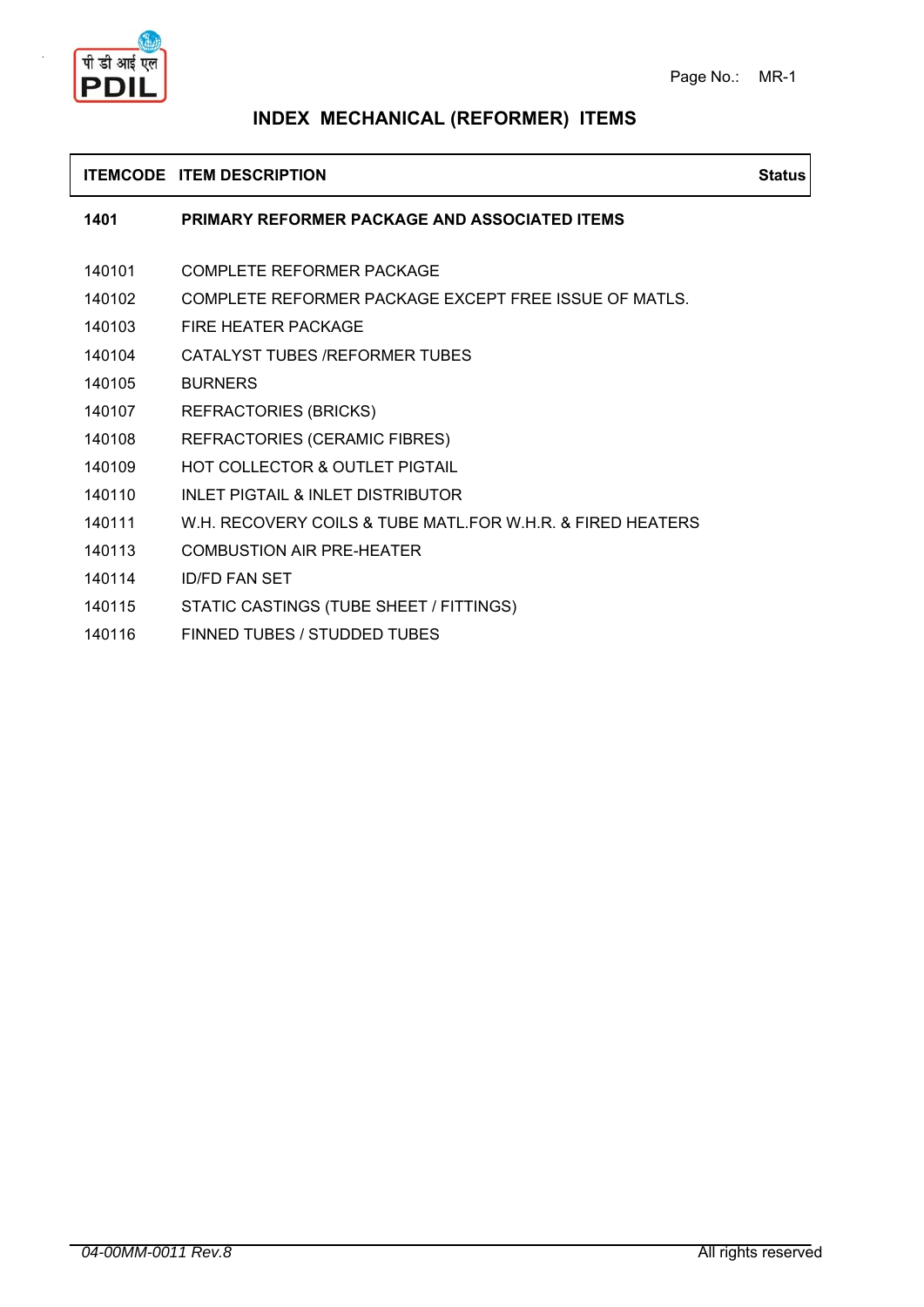# INDEX MECHANICAL (REFORMER) ITEMS

| ITEMCODE | ITEM DESCRIPTION | Status |
|---|---|---|
| **1401** | **PRIMARY REFORMER PACKAGE AND ASSOCIATED ITEMS** | |
| 140101 | COMPLETE REFORMER PACKAGE | |
| 140102 | COMPLETE REFORMER PACKAGE EXCEPT FREE ISSUE OF MATLS. | |
| 140103 | FIRE HEATER PACKAGE | |
| 140104 | CATALYST TUBES /REFORMER TUBES | |
| 140105 | BURNERS | |
| 140107 | REFRACTORIES (BRICKS) | |
| 140108 | REFRACTORIES (CERAMIC FIBRES) | |
| 140109 | HOT COLLECTOR & OUTLET PIGTAIL | |
| 140110 | INLET PIGTAIL & INLET DISTRIBUTOR | |
| 140111 | W.H. RECOVERY COILS & TUBE MATL.FOR W.H.R. & FIRED HEATERS | |
| 140113 | COMBUSTION AIR PRE-HEATER | |
| 140114 | ID/FD FAN SET | |
| 140115 | STATIC CASTINGS (TUBE SHEET / FITTINGS) | |
| 140116 | FINNED TUBES / STUDDED TUBES | |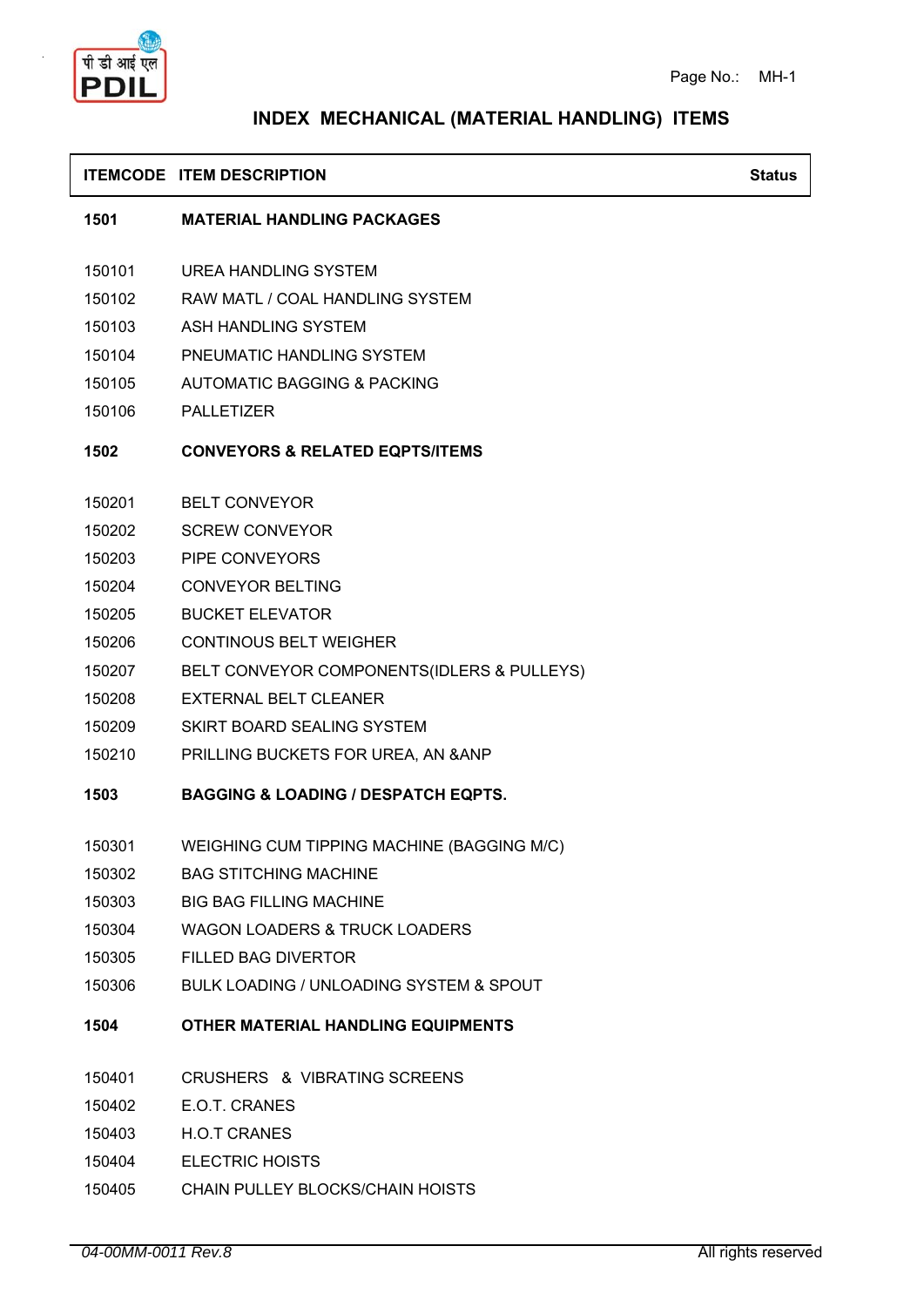# INDEX MECHANICAL (MATERIAL HANDLING) ITEMS

| ITEMCODE | ITEM DESCRIPTION | Status |
|---|---|---|
| **1501** | **MATERIAL HANDLING PACKAGES** | |
| 150101 | UREA HANDLING SYSTEM | |
| 150102 | RAW MATL / COAL HANDLING SYSTEM | |
| 150103 | ASH HANDLING SYSTEM | |
| 150104 | PNEUMATIC HANDLING SYSTEM | |
| 150105 | AUTOMATIC BAGGING & PACKING | |
| 150106 | PALLETIZER | |
| **1502** | **CONVEYORS & RELATED EQPTS/ITEMS** | |
| 150201 | BELT CONVEYOR | |
| 150202 | SCREW CONVEYOR | |
| 150203 | PIPE CONVEYORS | |
| 150204 | CONVEYOR BELTING | |
| 150205 | BUCKET ELEVATOR | |
| 150206 | CONTINOUS BELT WEIGHER | |
| 150207 | BELT CONVEYOR COMPONENTS(IDLERS & PULLEYS) | |
| 150208 | EXTERNAL BELT CLEANER | |
| 150209 | SKIRT BOARD SEALING SYSTEM | |
| 150210 | PRILLING BUCKETS FOR UREA, AN &ANP | |
| **1503** | **BAGGING & LOADING / DESPATCH EQPTS.** | |
| 150301 | WEIGHING CUM TIPPING MACHINE (BAGGING M/C) | |
| 150302 | BAG STITCHING MACHINE | |
| 150303 | BIG BAG FILLING MACHINE | |
| 150304 | WAGON LOADERS & TRUCK LOADERS | |
| 150305 | FILLED BAG DIVERTOR | |
| 150306 | BULK LOADING / UNLOADING SYSTEM & SPOUT | |
| **1504** | **OTHER MATERIAL HANDLING EQUIPMENTS** | |
| 150401 | CRUSHERS & VIBRATING SCREENS | |
| 150402 | E.O.T. CRANES | |
| 150403 | H.O.T CRANES | |
| 150404 | ELECTRIC HOISTS | |
| 150405 | CHAIN PULLEY BLOCKS/CHAIN HOISTS | |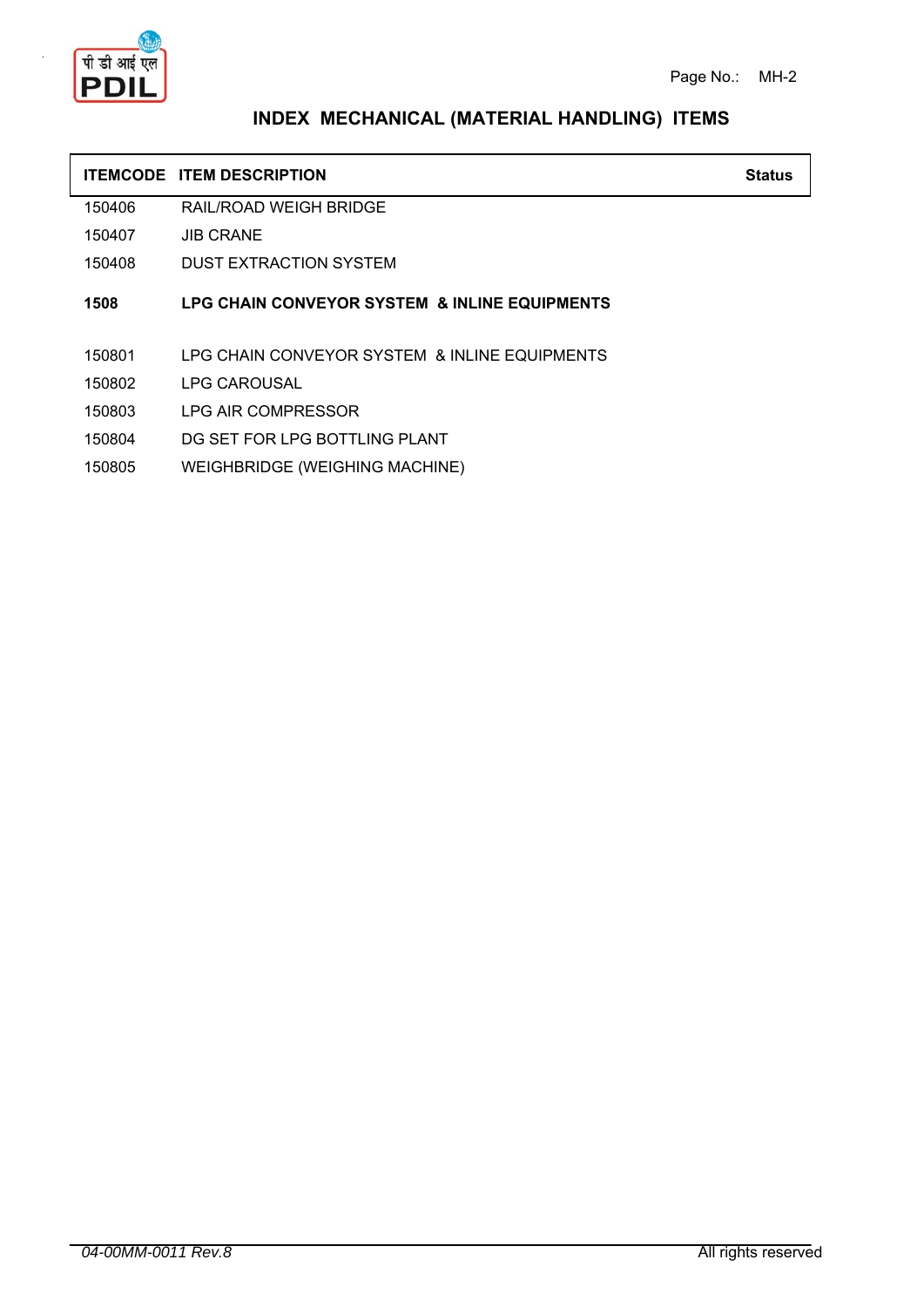## INDEX MECHANICAL (MATERIAL HANDLING) ITEMS

| ITEMCODE | ITEM DESCRIPTION | Status |
|---|---|---|
| 150406 | RAIL/ROAD WEIGH BRIDGE | |
| 150407 | JIB CRANE | |
| 150408 | DUST EXTRACTION SYSTEM | |
| **1508** | **LPG CHAIN CONVEYOR SYSTEM & INLINE EQUIPMENTS** | |
| 150801 | LPG CHAIN CONVEYOR SYSTEM & INLINE EQUIPMENTS | |
| 150802 | LPG CAROUSAL | |
| 150803 | LPG AIR COMPRESSOR | |
| 150804 | DG SET FOR LPG BOTTLING PLANT | |
| 150805 | WEIGHBRIDGE (WEIGHING MACHINE) | |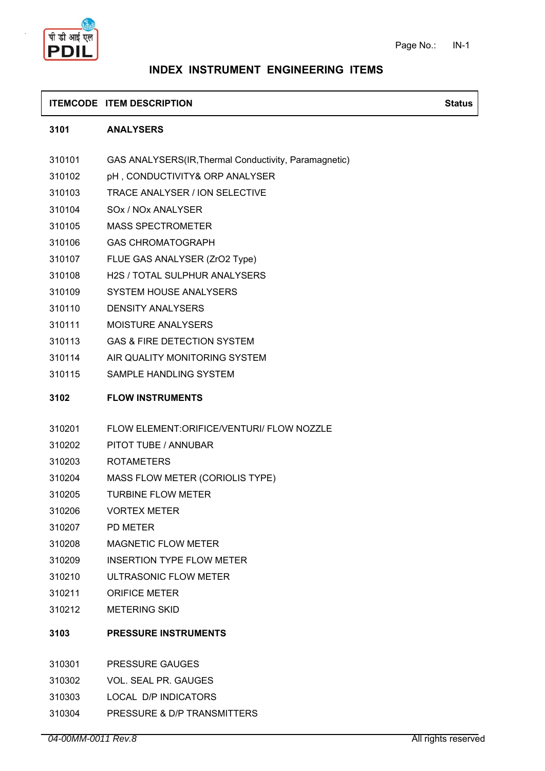# INDEX INSTRUMENT ENGINEERING ITEMS

| ITEMCODE | ITEM DESCRIPTION | Status |
|---|---|---|
| **3101** | **ANALYSERS** | |
| 310101 | GAS ANALYSERS(IR,Thermal Conductivity, Paramagnetic) | |
| 310102 | pH , CONDUCTIVITY& ORP ANALYSER | |
| 310103 | TRACE ANALYSER / ION SELECTIVE | |
| 310104 | SOx / NOx ANALYSER | |
| 310105 | MASS SPECTROMETER | |
| 310106 | GAS CHROMATOGRAPH | |
| 310107 | FLUE GAS ANALYSER (ZrO2 Type) | |
| 310108 | H2S / TOTAL SULPHUR ANALYSERS | |
| 310109 | SYSTEM HOUSE ANALYSERS | |
| 310110 | DENSITY ANALYSERS | |
| 310111 | MOISTURE ANALYSERS | |
| 310113 | GAS & FIRE DETECTION SYSTEM | |
| 310114 | AIR QUALITY MONITORING SYSTEM | |
| 310115 | SAMPLE HANDLING SYSTEM | |
| **3102** | **FLOW INSTRUMENTS** | |
| 310201 | FLOW ELEMENT:ORIFICE/VENTURI/ FLOW NOZZLE | |
| 310202 | PITOT TUBE / ANNUBAR | |
| 310203 | ROTAMETERS | |
| 310204 | MASS FLOW METER (CORIOLIS TYPE) | |
| 310205 | TURBINE FLOW METER | |
| 310206 | VORTEX METER | |
| 310207 | PD METER | |
| 310208 | MAGNETIC FLOW METER | |
| 310209 | INSERTION TYPE FLOW METER | |
| 310210 | ULTRASONIC FLOW METER | |
| 310211 | ORIFICE METER | |
| 310212 | METERING SKID | |
| **3103** | **PRESSURE INSTRUMENTS** | |
| 310301 | PRESSURE GAUGES | |
| 310302 | VOL. SEAL PR. GAUGES | |
| 310303 | LOCAL D/P INDICATORS | |
| 310304 | PRESSURE & D/P TRANSMITTERS | |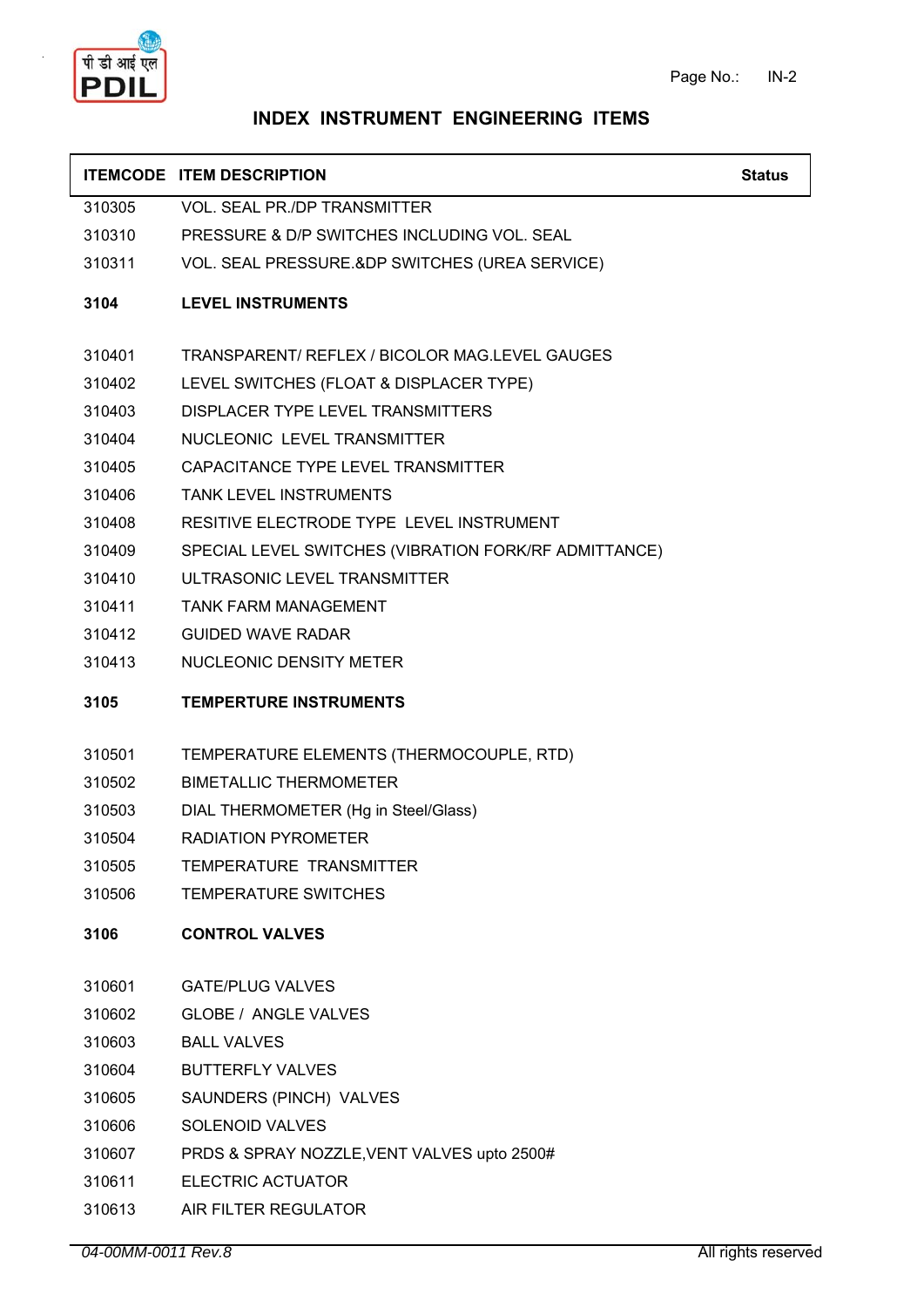## INDEX INSTRUMENT ENGINEERING ITEMS

| ITEMCODE | ITEM DESCRIPTION | Status |
|---|---|---|
| 310305 | VOL. SEAL PR./DP TRANSMITTER | |
| 310310 | PRESSURE & D/P SWITCHES INCLUDING VOL. SEAL | |
| 310311 | VOL. SEAL PRESSURE.&DP SWITCHES (UREA SERVICE) | |
| **3104** | **LEVEL INSTRUMENTS** | |
| 310401 | TRANSPARENT/ REFLEX / BICOLOR MAG.LEVEL GAUGES | |
| 310402 | LEVEL SWITCHES (FLOAT & DISPLACER TYPE) | |
| 310403 | DISPLACER TYPE LEVEL TRANSMITTERS | |
| 310404 | NUCLEONIC LEVEL TRANSMITTER | |
| 310405 | CAPACITANCE TYPE LEVEL TRANSMITTER | |
| 310406 | TANK LEVEL INSTRUMENTS | |
| 310408 | RESITIVE ELECTRODE TYPE LEVEL INSTRUMENT | |
| 310409 | SPECIAL LEVEL SWITCHES (VIBRATION FORK/RF ADMITTANCE) | |
| 310410 | ULTRASONIC LEVEL TRANSMITTER | |
| 310411 | TANK FARM MANAGEMENT | |
| 310412 | GUIDED WAVE RADAR | |
| 310413 | NUCLEONIC DENSITY METER | |
| **3105** | **TEMPERTURE INSTRUMENTS** | |
| 310501 | TEMPERATURE ELEMENTS (THERMOCOUPLE, RTD) | |
| 310502 | BIMETALLIC THERMOMETER | |
| 310503 | DIAL THERMOMETER (Hg in Steel/Glass) | |
| 310504 | RADIATION PYROMETER | |
| 310505 | TEMPERATURE TRANSMITTER | |
| 310506 | TEMPERATURE SWITCHES | |
| **3106** | **CONTROL VALVES** | |
| 310601 | GATE/PLUG VALVES | |
| 310602 | GLOBE / ANGLE VALVES | |
| 310603 | BALL VALVES | |
| 310604 | BUTTERFLY VALVES | |
| 310605 | SAUNDERS (PINCH) VALVES | |
| 310606 | SOLENOID VALVES | |
| 310607 | PRDS & SPRAY NOZZLE,VENT VALVES upto 2500# | |
| 310611 | ELECTRIC ACTUATOR | |
| 310613 | AIR FILTER REGULATOR | |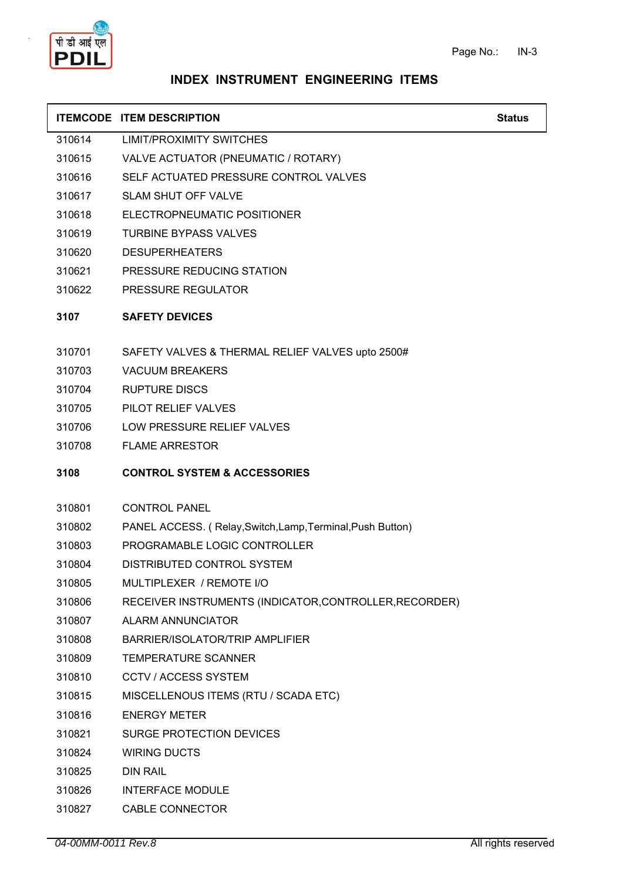# INDEX INSTRUMENT ENGINEERING ITEMS

| ITEMCODE | ITEM DESCRIPTION | Status |
|---|---|---|
| 310614 | LIMIT/PROXIMITY SWITCHES | |
| 310615 | VALVE ACTUATOR (PNEUMATIC / ROTARY) | |
| 310616 | SELF ACTUATED PRESSURE CONTROL VALVES | |
| 310617 | SLAM SHUT OFF VALVE | |
| 310618 | ELECTROPNEUMATIC POSITIONER | |
| 310619 | TURBINE BYPASS VALVES | |
| 310620 | DESUPERHEATERS | |
| 310621 | PRESSURE REDUCING STATION | |
| 310622 | PRESSURE REGULATOR | |
| **3107** | **SAFETY DEVICES** | |
| 310701 | SAFETY VALVES & THERMAL RELIEF VALVES upto 2500# | |
| 310703 | VACUUM BREAKERS | |
| 310704 | RUPTURE DISCS | |
| 310705 | PILOT RELIEF VALVES | |
| 310706 | LOW PRESSURE RELIEF VALVES | |
| 310708 | FLAME ARRESTOR | |
| **3108** | **CONTROL SYSTEM & ACCESSORIES** | |
| 310801 | CONTROL PANEL | |
| 310802 | PANEL ACCESS. ( Relay,Switch,Lamp,Terminal,Push Button) | |
| 310803 | PROGRAMABLE LOGIC CONTROLLER | |
| 310804 | DISTRIBUTED CONTROL SYSTEM | |
| 310805 | MULTIPLEXER / REMOTE I/O | |
| 310806 | RECEIVER INSTRUMENTS (INDICATOR,CONTROLLER,RECORDER) | |
| 310807 | ALARM ANNUNCIATOR | |
| 310808 | BARRIER/ISOLATOR/TRIP AMPLIFIER | |
| 310809 | TEMPERATURE SCANNER | |
| 310810 | CCTV / ACCESS SYSTEM | |
| 310815 | MISCELLENOUS ITEMS (RTU / SCADA ETC) | |
| 310816 | ENERGY METER | |
| 310821 | SURGE PROTECTION DEVICES | |
| 310824 | WIRING DUCTS | |
| 310825 | DIN RAIL | |
| 310826 | INTERFACE MODULE | |
| 310827 | CABLE CONNECTOR | |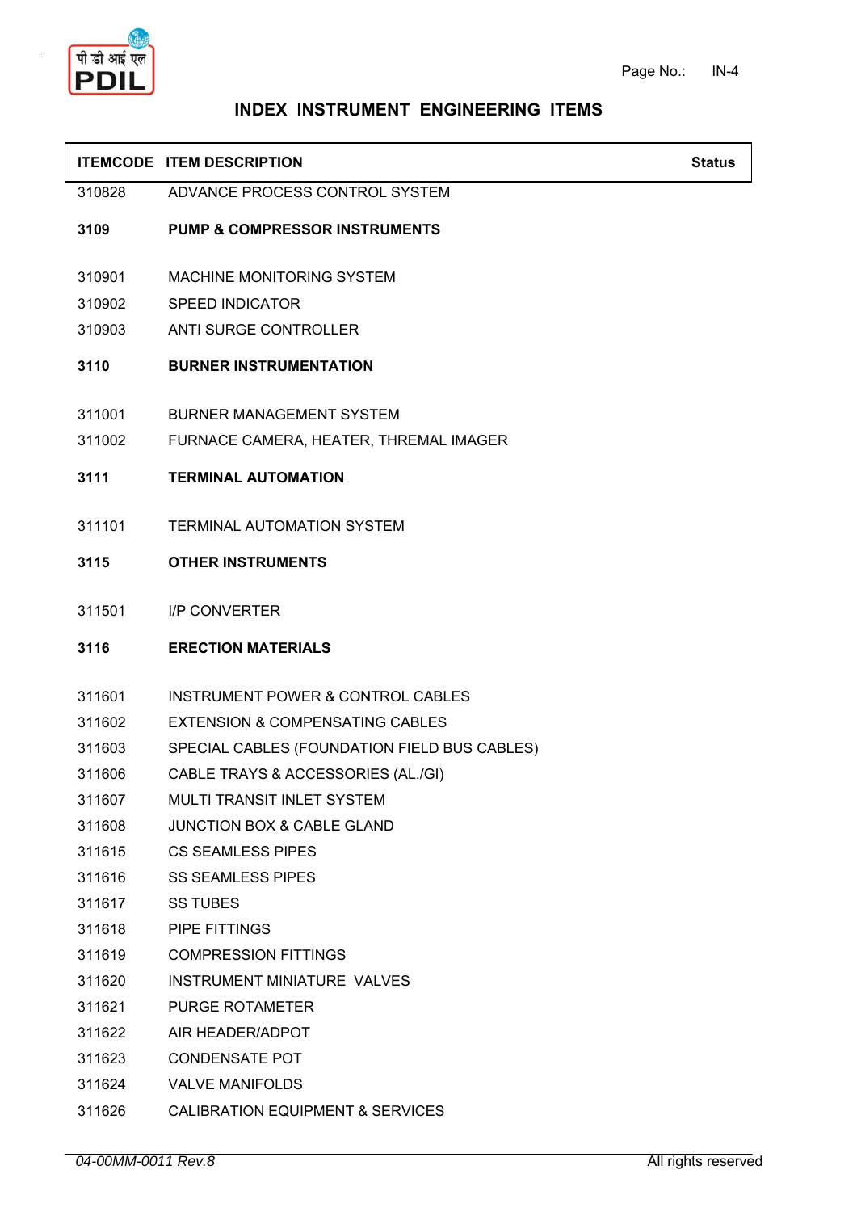## INDEX INSTRUMENT ENGINEERING ITEMS

| ITEMCODE | ITEM DESCRIPTION | Status |
|---|---|---|
| 310828 | ADVANCE PROCESS CONTROL SYSTEM | |
| **3109** | **PUMP & COMPRESSOR INSTRUMENTS** | |
| 310901 | MACHINE MONITORING SYSTEM | |
| 310902 | SPEED INDICATOR | |
| 310903 | ANTI SURGE CONTROLLER | |
| **3110** | **BURNER INSTRUMENTATION** | |
| 311001 | BURNER MANAGEMENT SYSTEM | |
| 311002 | FURNACE CAMERA, HEATER, THREMAL IMAGER | |
| **3111** | **TERMINAL AUTOMATION** | |
| 311101 | TERMINAL AUTOMATION SYSTEM | |
| **3115** | **OTHER INSTRUMENTS** | |
| 311501 | I/P CONVERTER | |
| **3116** | **ERECTION MATERIALS** | |
| 311601 | INSTRUMENT POWER & CONTROL CABLES | |
| 311602 | EXTENSION & COMPENSATING CABLES | |
| 311603 | SPECIAL CABLES (FOUNDATION FIELD BUS CABLES) | |
| 311606 | CABLE TRAYS & ACCESSORIES (AL./GI) | |
| 311607 | MULTI TRANSIT INLET SYSTEM | |
| 311608 | JUNCTION BOX & CABLE GLAND | |
| 311615 | CS SEAMLESS PIPES | |
| 311616 | SS SEAMLESS PIPES | |
| 311617 | SS TUBES | |
| 311618 | PIPE FITTINGS | |
| 311619 | COMPRESSION FITTINGS | |
| 311620 | INSTRUMENT MINIATURE VALVES | |
| 311621 | PURGE ROTAMETER | |
| 311622 | AIR HEADER/ADPOT | |
| 311623 | CONDENSATE POT | |
| 311624 | VALVE MANIFOLDS | |
| 311626 | CALIBRATION EQUIPMENT & SERVICES | |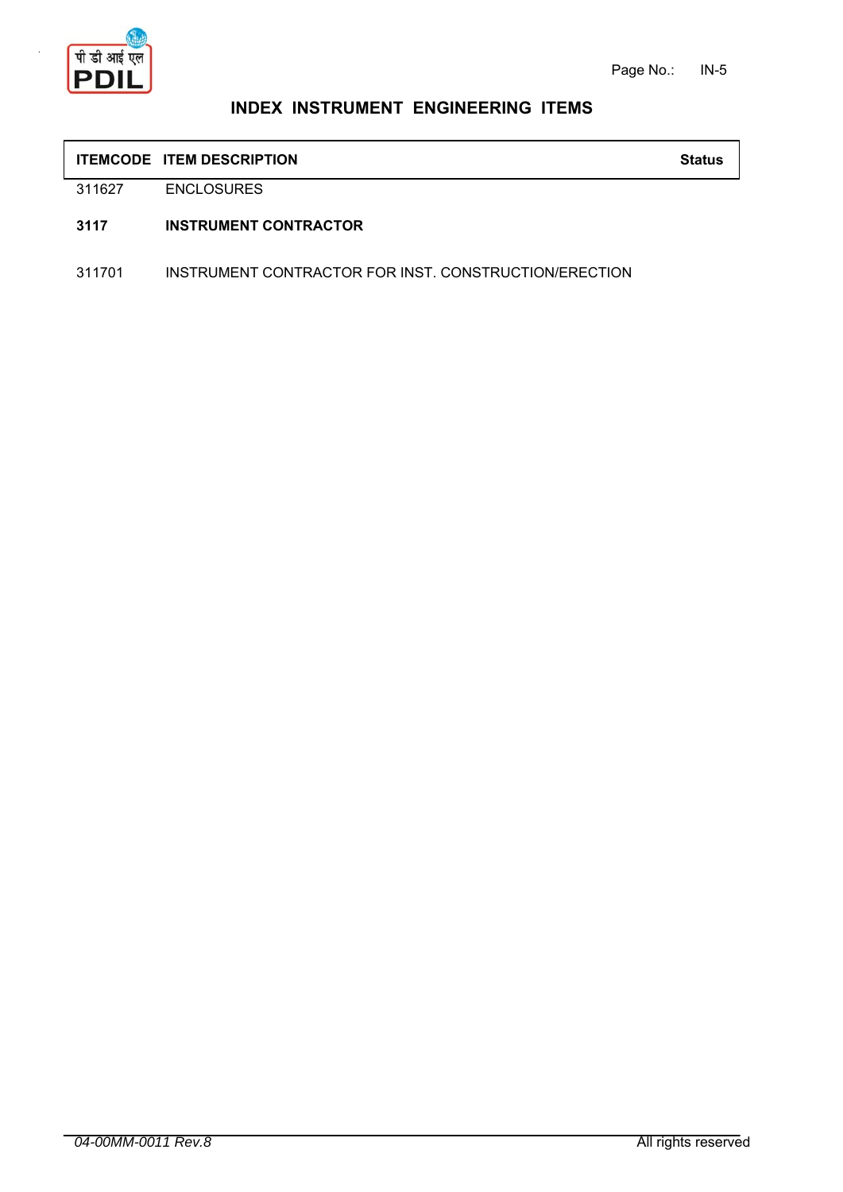# INDEX INSTRUMENT ENGINEERING ITEMS

| ITEMCODE | ITEM DESCRIPTION | Status |
|---|---|---|
| 311627 | ENCLOSURES | |
| **3117** | **INSTRUMENT CONTRACTOR** | |
| 311701 | INSTRUMENT CONTRACTOR FOR INST. CONSTRUCTION/ERECTION | |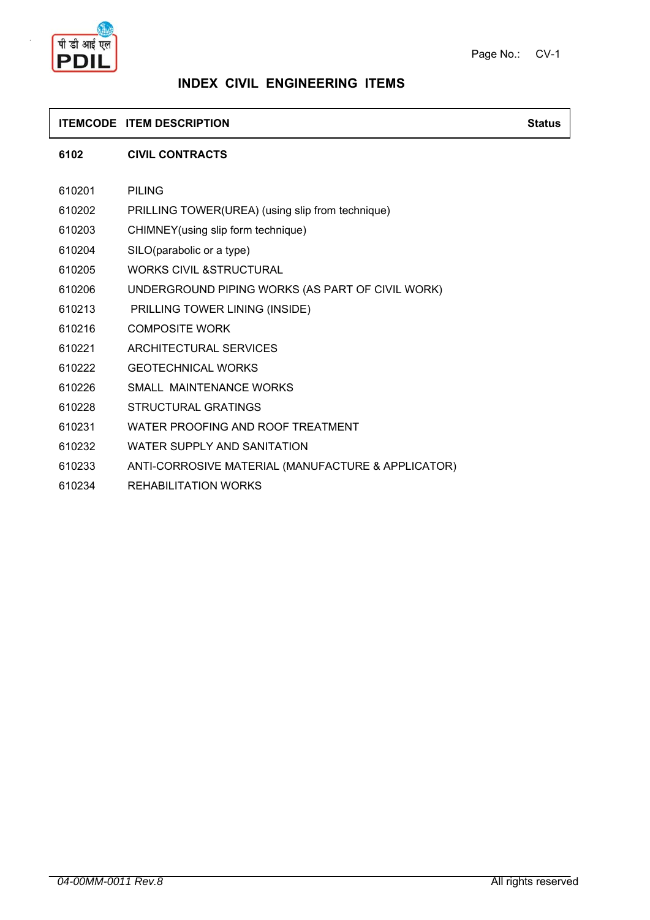# INDEX CIVIL ENGINEERING ITEMS

| ITEMCODE | ITEM DESCRIPTION | Status |
|---|---|---|
| **6102** | **CIVIL CONTRACTS** | |
| 610201 | PILING | |
| 610202 | PRILLING TOWER(UREA) (using slip from technique) | |
| 610203 | CHIMNEY(using slip form technique) | |
| 610204 | SILO(parabolic or a type) | |
| 610205 | WORKS CIVIL &STRUCTURAL | |
| 610206 | UNDERGROUND PIPING WORKS (AS PART OF CIVIL WORK) | |
| 610213 | PRILLING TOWER LINING (INSIDE) | |
| 610216 | COMPOSITE WORK | |
| 610221 | ARCHITECTURAL SERVICES | |
| 610222 | GEOTECHNICAL WORKS | |
| 610226 | SMALL MAINTENANCE WORKS | |
| 610228 | STRUCTURAL GRATINGS | |
| 610231 | WATER PROOFING AND ROOF TREATMENT | |
| 610232 | WATER SUPPLY AND SANITATION | |
| 610233 | ANTI-CORROSIVE MATERIAL (MANUFACTURE & APPLICATOR) | |
| 610234 | REHABILITATION WORKS | |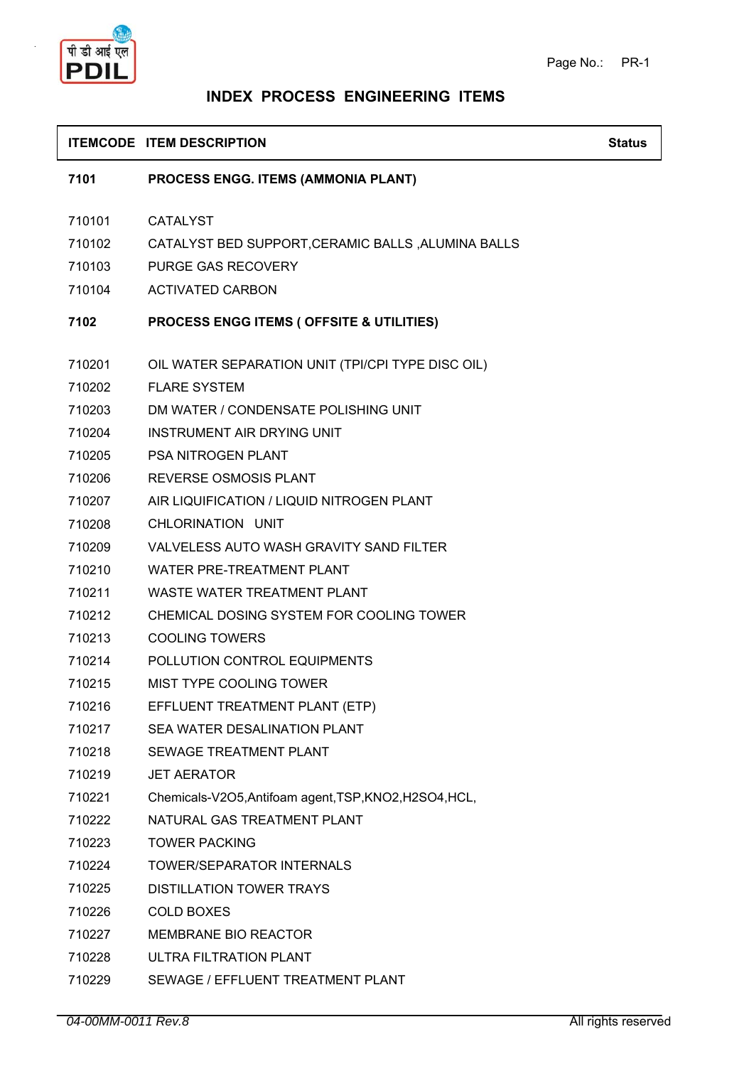# INDEX PROCESS ENGINEERING ITEMS

| ITEMCODE | ITEM DESCRIPTION | Status |
|---|---|---|
| **7101** | **PROCESS ENGG. ITEMS (AMMONIA PLANT)** | |
| 710101 | CATALYST | |
| 710102 | CATALYST BED SUPPORT,CERAMIC BALLS ,ALUMINA BALLS | |
| 710103 | PURGE GAS RECOVERY | |
| 710104 | ACTIVATED CARBON | |
| **7102** | **PROCESS ENGG ITEMS ( OFFSITE & UTILITIES)** | |
| 710201 | OIL WATER SEPARATION UNIT (TPI/CPI TYPE DISC OIL) | |
| 710202 | FLARE SYSTEM | |
| 710203 | DM WATER / CONDENSATE POLISHING UNIT | |
| 710204 | INSTRUMENT AIR DRYING UNIT | |
| 710205 | PSA NITROGEN PLANT | |
| 710206 | REVERSE OSMOSIS PLANT | |
| 710207 | AIR LIQUIFICATION / LIQUID NITROGEN PLANT | |
| 710208 | CHLORINATION UNIT | |
| 710209 | VALVELESS AUTO WASH GRAVITY SAND FILTER | |
| 710210 | WATER PRE-TREATMENT PLANT | |
| 710211 | WASTE WATER TREATMENT PLANT | |
| 710212 | CHEMICAL DOSING SYSTEM FOR COOLING TOWER | |
| 710213 | COOLING TOWERS | |
| 710214 | POLLUTION CONTROL EQUIPMENTS | |
| 710215 | MIST TYPE COOLING TOWER | |
| 710216 | EFFLUENT TREATMENT PLANT (ETP) | |
| 710217 | SEA WATER DESALINATION PLANT | |
| 710218 | SEWAGE TREATMENT PLANT | |
| 710219 | JET AERATOR | |
| 710221 | Chemicals-V2O5,Antifoam agent,TSP,KNO2,H2SO4,HCL, | |
| 710222 | NATURAL GAS TREATMENT PLANT | |
| 710223 | TOWER PACKING | |
| 710224 | TOWER/SEPARATOR INTERNALS | |
| 710225 | DISTILLATION TOWER TRAYS | |
| 710226 | COLD BOXES | |
| 710227 | MEMBRANE BIO REACTOR | |
| 710228 | ULTRA FILTRATION PLANT | |
| 710229 | SEWAGE / EFFLUENT TREATMENT PLANT | |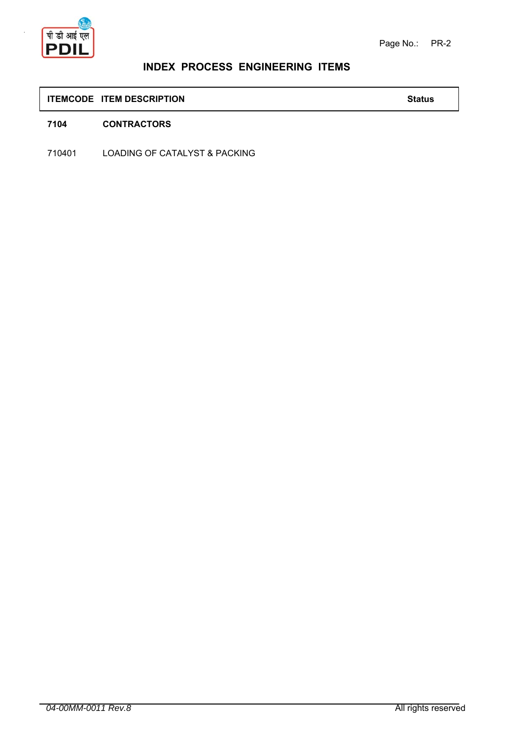# INDEX PROCESS ENGINEERING ITEMS

| ITEMCODE | ITEM DESCRIPTION | Status |
|---|---|---|
| **7104** | **CONTRACTORS** | |
| 710401 | LOADING OF CATALYST & PACKING | |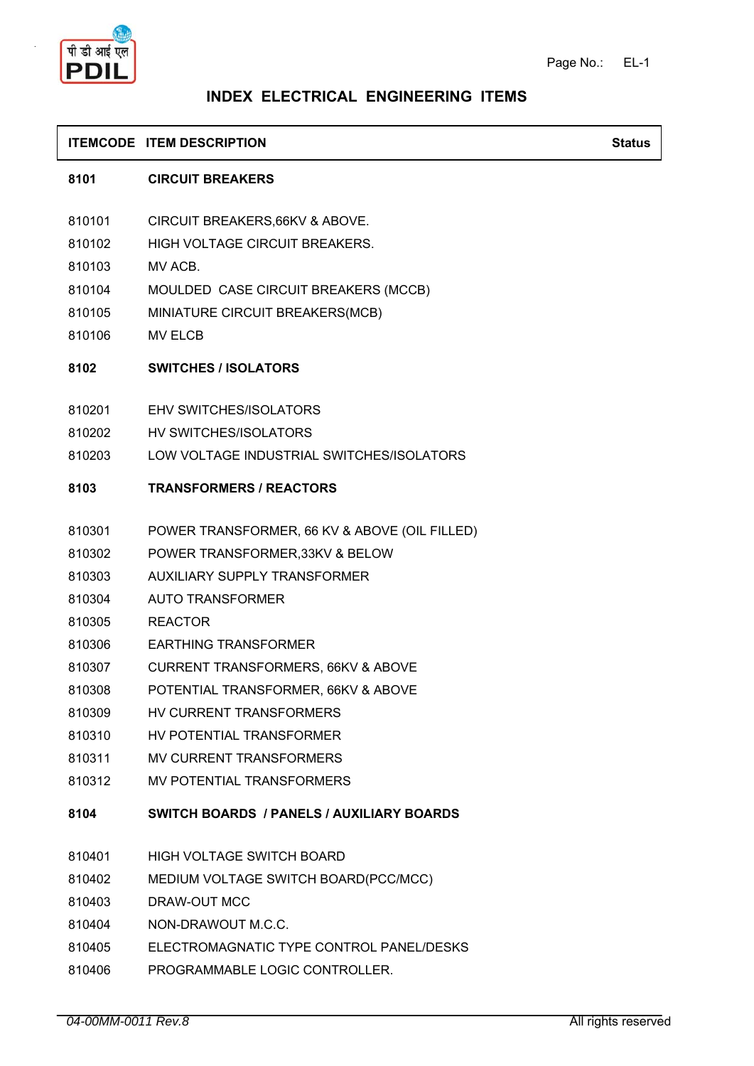# INDEX ELECTRICAL ENGINEERING ITEMS

| ITEMCODE | ITEM DESCRIPTION | Status |
|---|---|---|
| **8101** | **CIRCUIT BREAKERS** | |
| 810101 | CIRCUIT BREAKERS,66KV & ABOVE. | |
| 810102 | HIGH VOLTAGE CIRCUIT BREAKERS. | |
| 810103 | MV ACB. | |
| 810104 | MOULDED CASE CIRCUIT BREAKERS (MCCB) | |
| 810105 | MINIATURE CIRCUIT BREAKERS(MCB) | |
| 810106 | MV ELCB | |
| **8102** | **SWITCHES / ISOLATORS** | |
| 810201 | EHV SWITCHES/ISOLATORS | |
| 810202 | HV SWITCHES/ISOLATORS | |
| 810203 | LOW VOLTAGE INDUSTRIAL SWITCHES/ISOLATORS | |
| **8103** | **TRANSFORMERS / REACTORS** | |
| 810301 | POWER TRANSFORMER, 66 KV & ABOVE (OIL FILLED) | |
| 810302 | POWER TRANSFORMER,33KV & BELOW | |
| 810303 | AUXILIARY SUPPLY TRANSFORMER | |
| 810304 | AUTO TRANSFORMER | |
| 810305 | REACTOR | |
| 810306 | EARTHING TRANSFORMER | |
| 810307 | CURRENT TRANSFORMERS, 66KV & ABOVE | |
| 810308 | POTENTIAL TRANSFORMER, 66KV & ABOVE | |
| 810309 | HV CURRENT TRANSFORMERS | |
| 810310 | HV POTENTIAL TRANSFORMER | |
| 810311 | MV CURRENT TRANSFORMERS | |
| 810312 | MV POTENTIAL TRANSFORMERS | |
| **8104** | **SWITCH BOARDS / PANELS / AUXILIARY BOARDS** | |
| 810401 | HIGH VOLTAGE SWITCH BOARD | |
| 810402 | MEDIUM VOLTAGE SWITCH BOARD(PCC/MCC) | |
| 810403 | DRAW-OUT MCC | |
| 810404 | NON-DRAWOUT M.C.C. | |
| 810405 | ELECTROMAGNATIC TYPE CONTROL PANEL/DESKS | |
| 810406 | PROGRAMMABLE LOGIC CONTROLLER. | |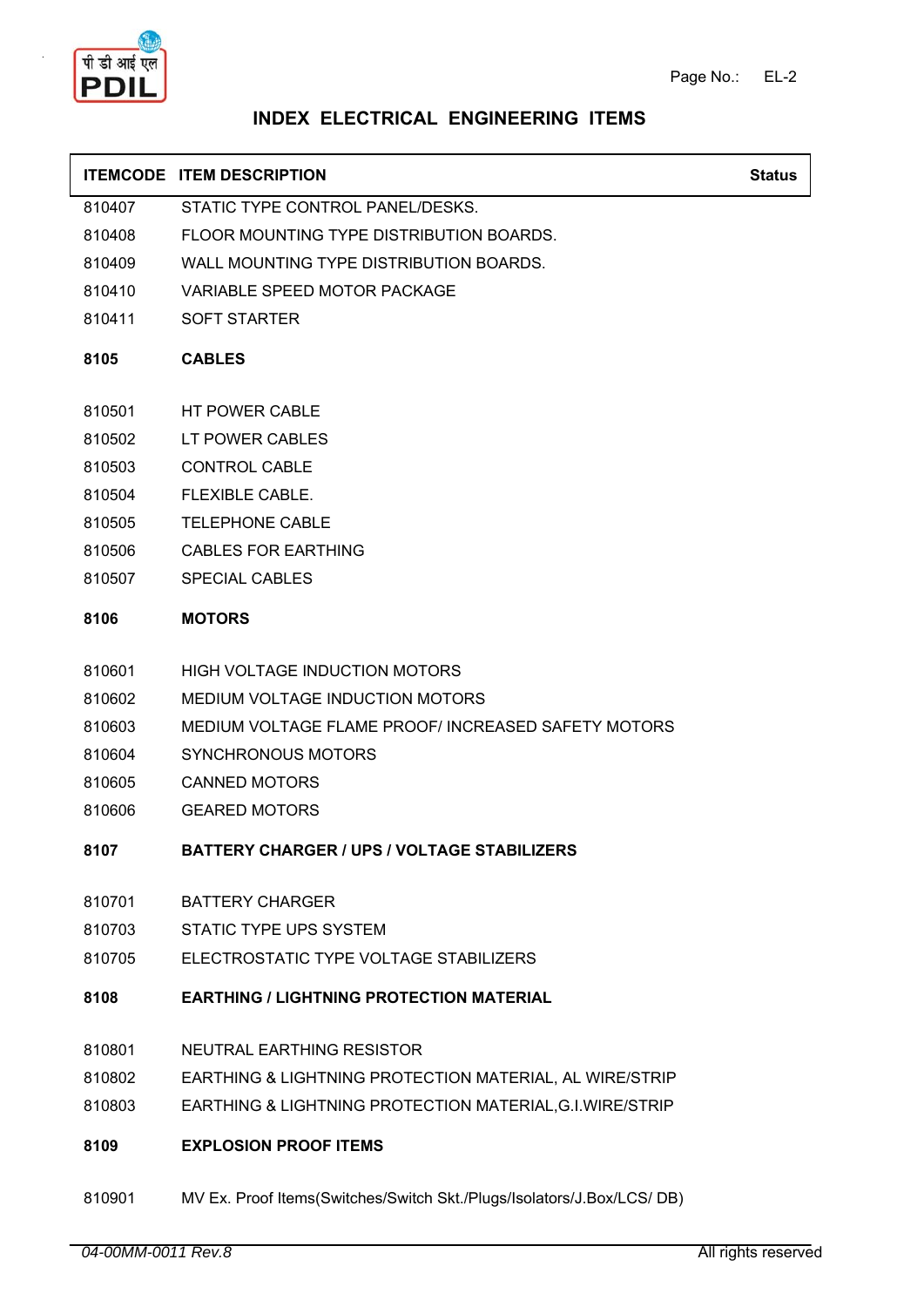# INDEX ELECTRICAL ENGINEERING ITEMS

| ITEMCODE | ITEM DESCRIPTION | Status |
|---|---|---|
| 810407 | STATIC TYPE CONTROL PANEL/DESKS. | |
| 810408 | FLOOR MOUNTING TYPE DISTRIBUTION BOARDS. | |
| 810409 | WALL MOUNTING TYPE DISTRIBUTION BOARDS. | |
| 810410 | VARIABLE SPEED MOTOR PACKAGE | |
| 810411 | SOFT STARTER | |
| **8105** | **CABLES** | |
| 810501 | HT POWER CABLE | |
| 810502 | LT POWER CABLES | |
| 810503 | CONTROL CABLE | |
| 810504 | FLEXIBLE CABLE. | |
| 810505 | TELEPHONE CABLE | |
| 810506 | CABLES FOR EARTHING | |
| 810507 | SPECIAL CABLES | |
| **8106** | **MOTORS** | |
| 810601 | HIGH VOLTAGE INDUCTION MOTORS | |
| 810602 | MEDIUM VOLTAGE INDUCTION MOTORS | |
| 810603 | MEDIUM VOLTAGE FLAME PROOF/ INCREASED SAFETY MOTORS | |
| 810604 | SYNCHRONOUS MOTORS | |
| 810605 | CANNED MOTORS | |
| 810606 | GEARED MOTORS | |
| **8107** | **BATTERY CHARGER / UPS / VOLTAGE STABILIZERS** | |
| 810701 | BATTERY CHARGER | |
| 810703 | STATIC TYPE UPS SYSTEM | |
| 810705 | ELECTROSTATIC TYPE VOLTAGE STABILIZERS | |
| **8108** | **EARTHING / LIGHTNING PROTECTION MATERIAL** | |
| 810801 | NEUTRAL EARTHING RESISTOR | |
| 810802 | EARTHING & LIGHTNING PROTECTION MATERIAL, AL WIRE/STRIP | |
| 810803 | EARTHING & LIGHTNING PROTECTION MATERIAL,G.I.WIRE/STRIP | |
| **8109** | **EXPLOSION PROOF ITEMS** | |
| 810901 | MV Ex. Proof Items(Switches/Switch Skt./Plugs/Isolators/J.Box/LCS/ DB) | |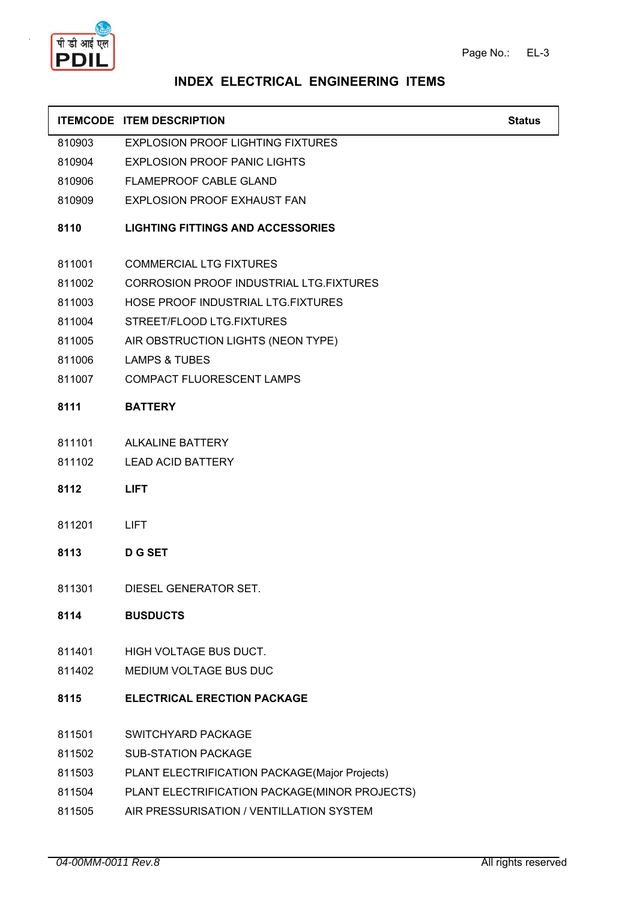## INDEX ELECTRICAL ENGINEERING ITEMS

| ITEMCODE | ITEM DESCRIPTION | Status |
|---|---|---|
| 810903 | EXPLOSION PROOF LIGHTING FIXTURES | |
| 810904 | EXPLOSION PROOF PANIC LIGHTS | |
| 810906 | FLAMEPROOF CABLE GLAND | |
| 810909 | EXPLOSION PROOF EXHAUST FAN | |
| **8110** | **LIGHTING FITTINGS AND ACCESSORIES** | |
| 811001 | COMMERCIAL LTG FIXTURES | |
| 811002 | CORROSION PROOF INDUSTRIAL LTG.FIXTURES | |
| 811003 | HOSE PROOF INDUSTRIAL LTG.FIXTURES | |
| 811004 | STREET/FLOOD LTG.FIXTURES | |
| 811005 | AIR OBSTRUCTION LIGHTS (NEON TYPE) | |
| 811006 | LAMPS & TUBES | |
| 811007 | COMPACT FLUORESCENT LAMPS | |
| **8111** | **BATTERY** | |
| 811101 | ALKALINE BATTERY | |
| 811102 | LEAD ACID BATTERY | |
| **8112** | **LIFT** | |
| 811201 | LIFT | |
| **8113** | **D G SET** | |
| 811301 | DIESEL GENERATOR SET. | |
| **8114** | **BUSDUCTS** | |
| 811401 | HIGH VOLTAGE BUS DUCT. | |
| 811402 | MEDIUM VOLTAGE BUS DUC | |
| **8115** | **ELECTRICAL ERECTION PACKAGE** | |
| 811501 | SWITCHYARD PACKAGE | |
| 811502 | SUB-STATION PACKAGE | |
| 811503 | PLANT ELECTRIFICATION PACKAGE(Major Projects) | |
| 811504 | PLANT ELECTRIFICATION PACKAGE(MINOR PROJECTS) | |
| 811505 | AIR PRESSURISATION / VENTILLATION SYSTEM | |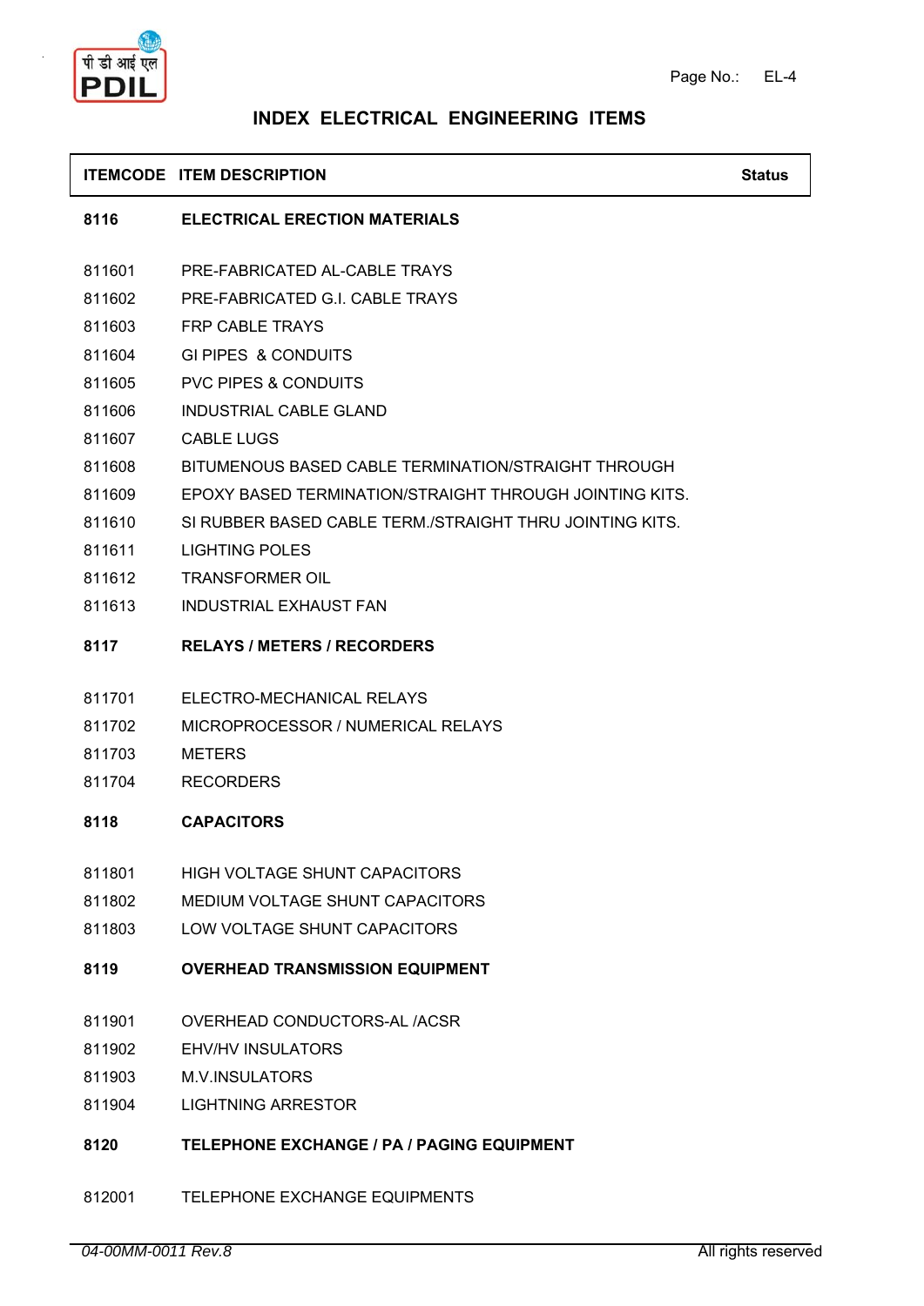# INDEX ELECTRICAL ENGINEERING ITEMS

| ITEMCODE | ITEM DESCRIPTION | Status |
|---|---|---|
| **8116** | **ELECTRICAL ERECTION MATERIALS** | |
| 811601 | PRE-FABRICATED AL-CABLE TRAYS | |
| 811602 | PRE-FABRICATED G.I. CABLE TRAYS | |
| 811603 | FRP CABLE TRAYS | |
| 811604 | GI PIPES & CONDUITS | |
| 811605 | PVC PIPES & CONDUITS | |
| 811606 | INDUSTRIAL CABLE GLAND | |
| 811607 | CABLE LUGS | |
| 811608 | BITUMENOUS BASED CABLE TERMINATION/STRAIGHT THROUGH | |
| 811609 | EPOXY BASED TERMINATION/STRAIGHT THROUGH JOINTING KITS. | |
| 811610 | SI RUBBER BASED CABLE TERM./STRAIGHT THRU JOINTING KITS. | |
| 811611 | LIGHTING POLES | |
| 811612 | TRANSFORMER OIL | |
| 811613 | INDUSTRIAL EXHAUST FAN | |
| **8117** | **RELAYS / METERS / RECORDERS** | |
| 811701 | ELECTRO-MECHANICAL RELAYS | |
| 811702 | MICROPROCESSOR / NUMERICAL RELAYS | |
| 811703 | METERS | |
| 811704 | RECORDERS | |
| **8118** | **CAPACITORS** | |
| 811801 | HIGH VOLTAGE SHUNT CAPACITORS | |
| 811802 | MEDIUM VOLTAGE SHUNT CAPACITORS | |
| 811803 | LOW VOLTAGE SHUNT CAPACITORS | |
| **8119** | **OVERHEAD TRANSMISSION EQUIPMENT** | |
| 811901 | OVERHEAD CONDUCTORS-AL /ACSR | |
| 811902 | EHV/HV INSULATORS | |
| 811903 | M.V.INSULATORS | |
| 811904 | LIGHTNING ARRESTOR | |
| **8120** | **TELEPHONE EXCHANGE / PA / PAGING EQUIPMENT** | |
| 812001 | TELEPHONE EXCHANGE EQUIPMENTS | |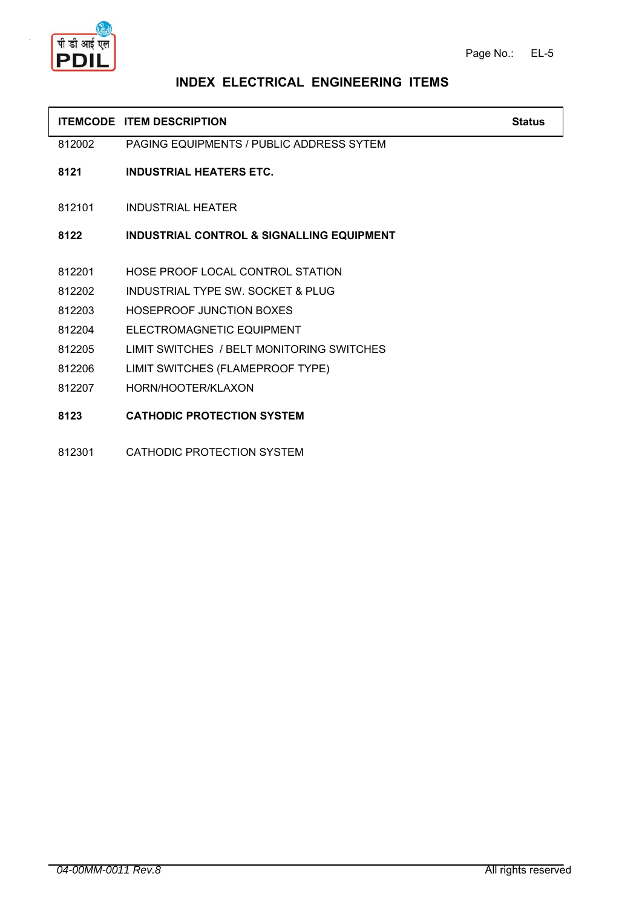## INDEX ELECTRICAL ENGINEERING ITEMS

| ITEMCODE | ITEM DESCRIPTION | Status |
|---|---|---|
| 812002 | PAGING EQUIPMENTS / PUBLIC ADDRESS SYTEM | |
| **8121** | **INDUSTRIAL HEATERS ETC.** | |
| 812101 | INDUSTRIAL HEATER | |
| **8122** | **INDUSTRIAL CONTROL & SIGNALLING EQUIPMENT** | |
| 812201 | HOSE PROOF LOCAL CONTROL STATION | |
| 812202 | INDUSTRIAL TYPE SW. SOCKET & PLUG | |
| 812203 | HOSEPROOF JUNCTION BOXES | |
| 812204 | ELECTROMAGNETIC EQUIPMENT | |
| 812205 | LIMIT SWITCHES / BELT MONITORING SWITCHES | |
| 812206 | LIMIT SWITCHES (FLAMEPROOF TYPE) | |
| 812207 | HORN/HOOTER/KLAXON | |
| **8123** | **CATHODIC PROTECTION SYSTEM** | |
| 812301 | CATHODIC PROTECTION SYSTEM | |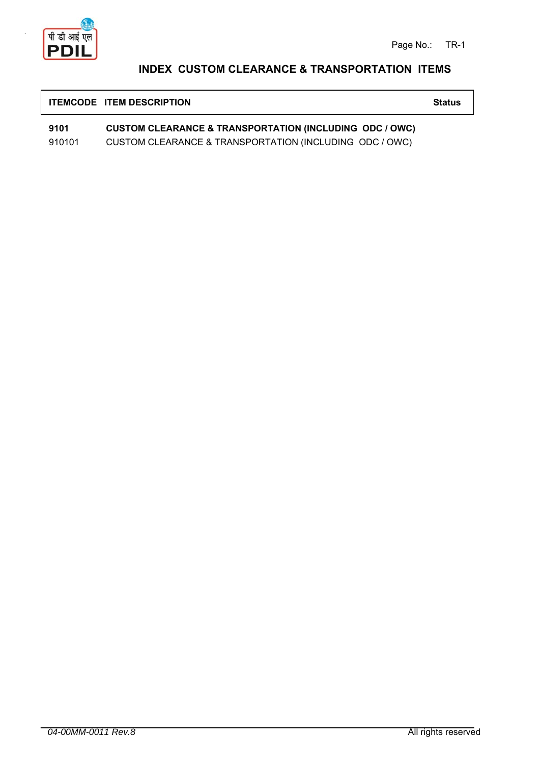# INDEX CUSTOM CLEARANCE & TRANSPORTATION ITEMS

| ITEMCODE | ITEM DESCRIPTION | Status |
|---|---|---|
| **9101** | **CUSTOM CLEARANCE & TRANSPORTATION (INCLUDING ODC / OWC)** | |
| 910101 | CUSTOM CLEARANCE & TRANSPORTATION (INCLUDING ODC / OWC) | |